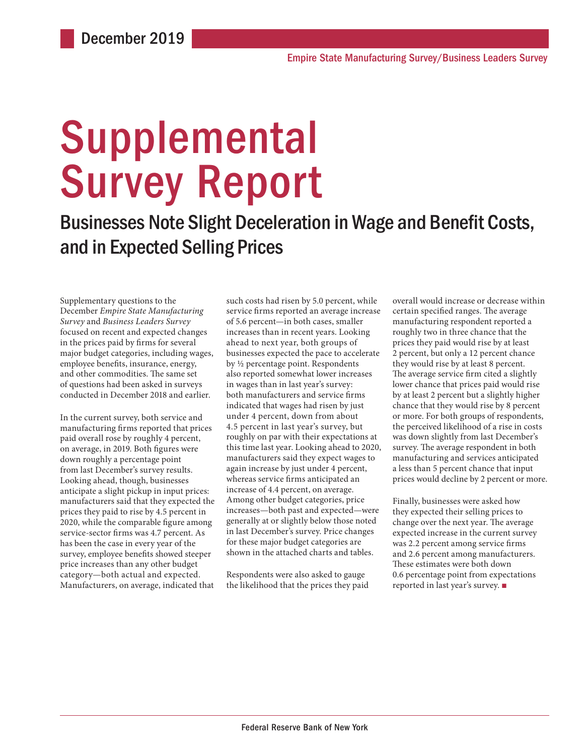December 2019

Empire State Manufacturing Survey/Business Leaders Survey

# Supplemental Survey Report

## Businesses Note Slight Deceleration in Wage and Benefit Costs, and in Expected Selling Prices

Supplementary questions to the December *Empire State Manufacturing Survey* and *Business Leaders Survey* focused on recent and expected changes in the prices paid by firms for several major budget categories, including wages, employee benefits, insurance, energy, and other commodities. The same set of questions had been asked in surveys conducted in December 2018 and earlier.

In the current survey, both service and manufacturing firms reported that prices paid overall rose by roughly 4 percent, on average, in 2019. Both figures were down roughly a percentage point from last December's survey results. Looking ahead, though, businesses anticipate a slight pickup in input prices: manufacturers said that they expected the prices they paid to rise by 4.5 percent in 2020, while the comparable figure among service-sector firms was 4.7 percent. As has been the case in every year of the survey, employee benefits showed steeper price increases than any other budget category—both actual and expected. Manufacturers, on average, indicated that such costs had risen by 5.0 percent, while service firms reported an average increase of 5.6 percent—in both cases, smaller increases than in recent years. Looking ahead to next year, both groups of businesses expected the pace to accelerate by ½ percentage point. Respondents also reported somewhat lower increases in wages than in last year's survey: both manufacturers and service firms indicated that wages had risen by just under 4 percent, down from about 4.5 percent in last year's survey, but roughly on par with their expectations at this time last year. Looking ahead to 2020, manufacturers said they expect wages to again increase by just under 4 percent, whereas service firms anticipated an increase of 4.4 percent, on average. Among other budget categories, price increases—both past and expected—were generally at or slightly below those noted in last December's survey. Price changes for these major budget categories are shown in the attached charts and tables.

Respondents were also asked to gauge the likelihood that the prices they paid overall would increase or decrease within certain specified ranges. The average manufacturing respondent reported a roughly two in three chance that the prices they paid would rise by at least 2 percent, but only a 12 percent chance they would rise by at least 8 percent. The average service firm cited a slightly lower chance that prices paid would rise by at least 2 percent but a slightly higher chance that they would rise by 8 percent or more. For both groups of respondents, the perceived likelihood of a rise in costs was down slightly from last December's survey. The average respondent in both manufacturing and services anticipated a less than 5 percent chance that input prices would decline by 2 percent or more.

Finally, businesses were asked how they expected their selling prices to change over the next year. The average expected increase in the current survey was 2.2 percent among service firms and 2.6 percent among manufacturers. These estimates were both down 0.6 percentage point from expectations reported in last year's survey. ■

Federal Reserve Bank of New York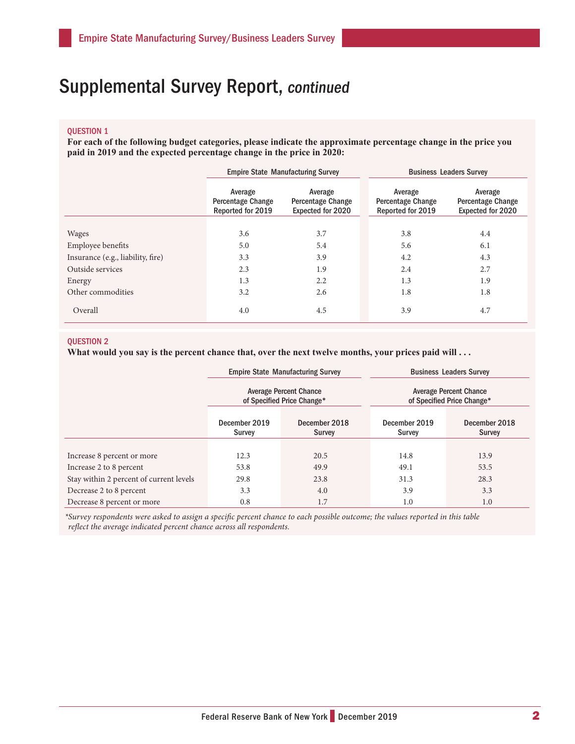# Supplemental Survey Report, *continued*

**QUESTION 1**

**For each of the following budget categories, please indicate the approximate percentage change in the price you paid in 2019 and the expected percentage change in the price in 2020:**

| | Empire State Manufacturing Survey | | Business Leaders Survey | |
|---|---|---|---|---|
| | Average Percentage Change Reported for 2019 | Average Percentage Change Expected for 2020 | Average Percentage Change Reported for 2019 | Average Percentage Change Expected for 2020 |
| Wages | 3.6 | 3.7 | 3.8 | 4.4 |
| Employee benefits | 5.0 | 5.4 | 5.6 | 6.1 |
| Insurance (e.g., liability, fire) | 3.3 | 3.9 | 4.2 | 4.3 |
| Outside services | 2.3 | 1.9 | 2.4 | 2.7 |
| Energy | 1.3 | 2.2 | 1.3 | 1.9 |
| Other commodities | 3.2 | 2.6 | 1.8 | 1.8 |
| Overall | 4.0 | 4.5 | 3.9 | 4.7 |

**QUESTION 2**

**What would you say is the percent chance that, over the next twelve months, your prices paid will . . .**

| | Empire State Manufacturing Survey | | Business Leaders Survey | |
|---|---|---|---|---|
| | Average Percent Chance of Specified Price Change* | | Average Percent Chance of Specified Price Change* | |
| | December 2019 Survey | December 2018 Survey | December 2019 Survey | December 2018 Survey |
| Increase 8 percent or more | 12.3 | 20.5 | 14.8 | 13.9 |
| Increase 2 to 8 percent | 53.8 | 49.9 | 49.1 | 53.5 |
| Stay within 2 percent of current levels | 29.8 | 23.8 | 31.3 | 28.3 |
| Decrease 2 to 8 percent | 3.3 | 4.0 | 3.9 | 3.3 |
| Decrease 8 percent or more | 0.8 | 1.7 | 1.0 | 1.0 |

*\*Survey respondents were asked to assign a specific percent chance to each possible outcome; the values reported in this table reflect the average indicated percent chance across all respondents.*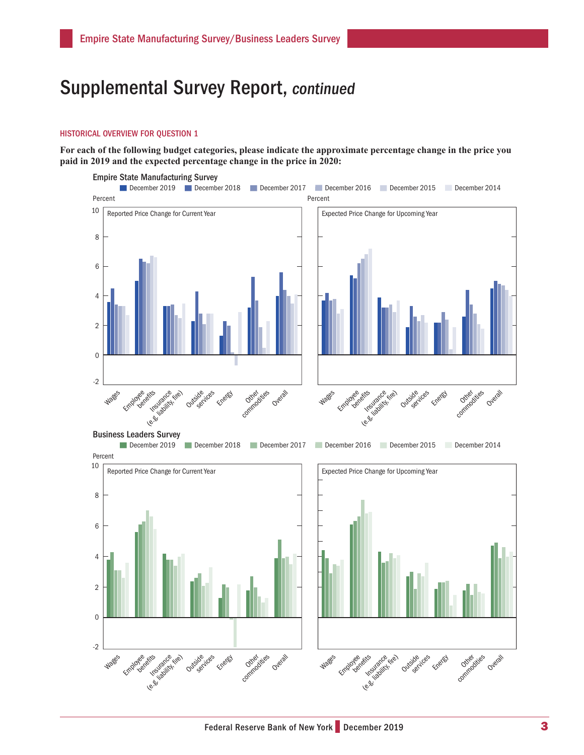## Supplemental Survey Report, *continued*

### HISTORICAL OVERVIEW FOR QUESTION 1

**For each of the following budget categories, please indicate the approximate percentage change in the price you paid in 2019 and the expected percentage change in the price in 2020:**

Empire State Manufacturing Survey

December 2019 | December 2018 | December 2017 | December 2016 | December 2015 | December 2014

Percent

Reported Price Change for Current Year

Expected Price Change for Upcoming Year

Wages, Employee benefits, Insurance (e.g. liability, fire), Outside services, Energy, Other commodities, Overall

Business Leaders Survey

December 2019 | December 2018 | December 2017 | December 2016 | December 2015 | December 2014

Percent

Reported Price Change for Current Year

Expected Price Change for Upcoming Year

Wages, Employee benefits, Insurance (e.g. liability, fire), Outside services, Energy, Other commodities, Overall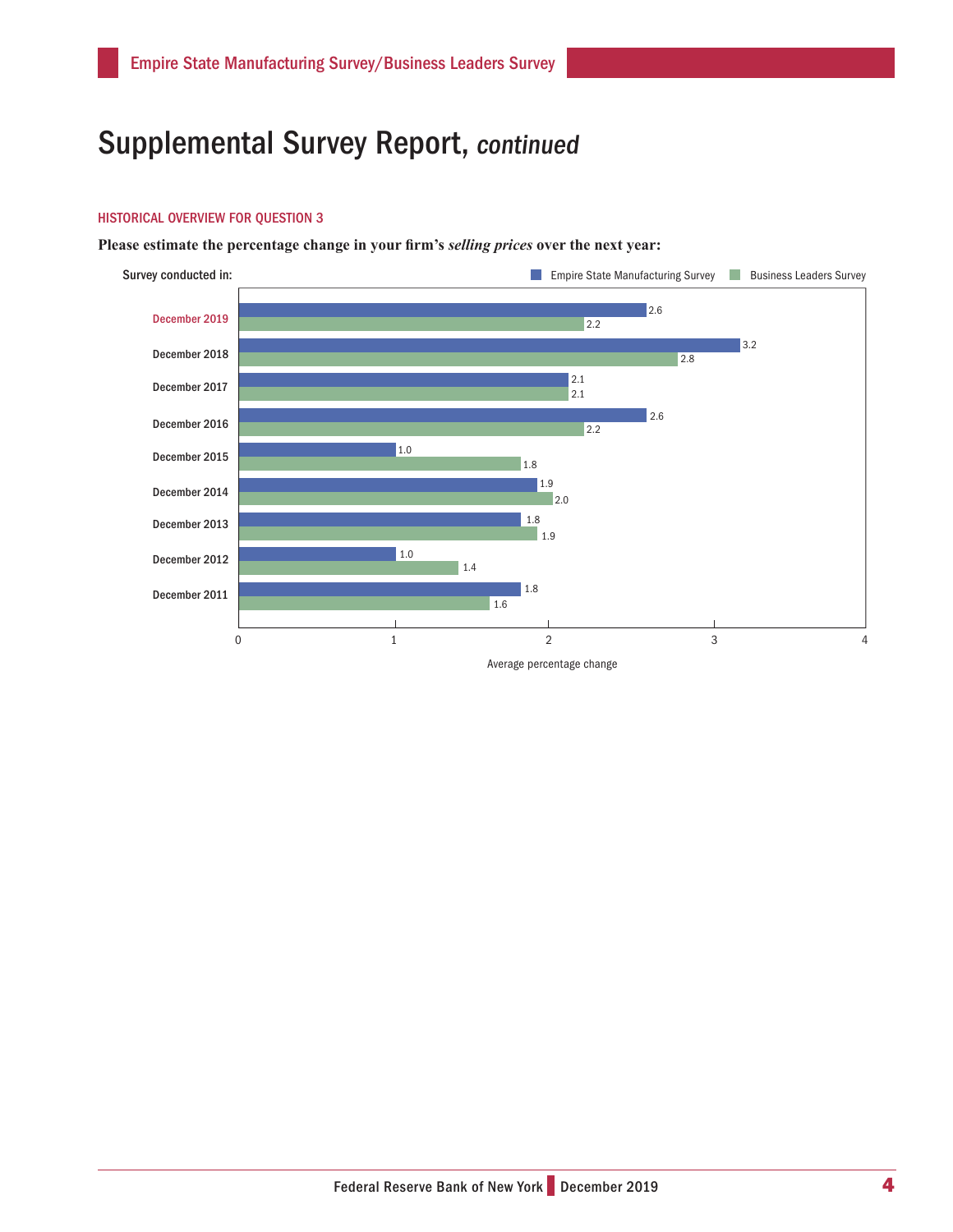# Supplemental Survey Report, *continued*

HISTORICAL OVERVIEW FOR QUESTION 3

**Please estimate the percentage change in your firm's *selling prices* over the next year:**

Survey conducted in:

Empire State Manufacturing Survey
Business Leaders Survey

December 2019: 2.6, 2.2
December 2018: 3.2, 2.8
December 2017: 2.1, 2.1
December 2016: 2.6, 2.2
December 2015: 1.0, 1.8
December 2014: 1.9, 2.0
December 2013: 1.8, 1.9
December 2012: 1.0, 1.4
December 2011: 1.8, 1.6

0 1 2 3 4

Average percentage change